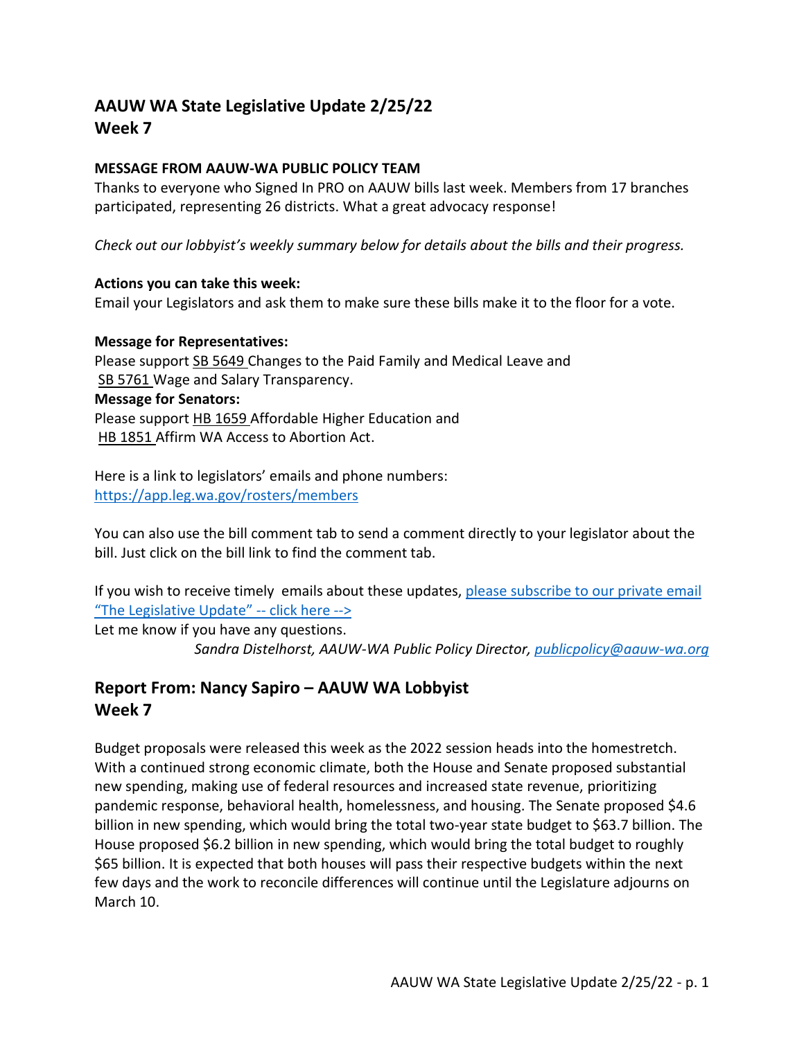# AAUW WA State Legislative Update 2/25/22
# Week 7

**MESSAGE FROM AAUW-WA PUBLIC POLICY TEAM**

Thanks to everyone who Signed In PRO on AAUW bills last week. Members from 17 branches participated, representing 26 districts. What a great advocacy response!

*Check out our lobbyist's weekly summary below for details about the bills and their progress.*

**Actions you can take this week:**

Email your Legislators and ask them to make sure these bills make it to the floor for a vote.

**Message for Representatives:**

Please support SB 5649 Changes to the Paid Family and Medical Leave and SB 5761 Wage and Salary Transparency.

**Message for Senators:**

Please support HB 1659 Affordable Higher Education and HB 1851 Affirm WA Access to Abortion Act.

Here is a link to legislators' emails and phone numbers: https://app.leg.wa.gov/rosters/members

You can also use the bill comment tab to send a comment directly to your legislator about the bill. Just click on the bill link to find the comment tab.

If you wish to receive timely emails about these updates, please subscribe to our private email "The Legislative Update" -- click here -->

Let me know if you have any questions.

*Sandra Distelhorst, AAUW-WA Public Policy Director, publicpolicy@aauw-wa.org*

## Report From: Nancy Sapiro – AAUW WA Lobbyist
## Week 7

Budget proposals were released this week as the 2022 session heads into the homestretch. With a continued strong economic climate, both the House and Senate proposed substantial new spending, making use of federal resources and increased state revenue, prioritizing pandemic response, behavioral health, homelessness, and housing. The Senate proposed $4.6 billion in new spending, which would bring the total two-year state budget to $63.7 billion. The House proposed $6.2 billion in new spending, which would bring the total budget to roughly $65 billion. It is expected that both houses will pass their respective budgets within the next few days and the work to reconcile differences will continue until the Legislature adjourns on March 10.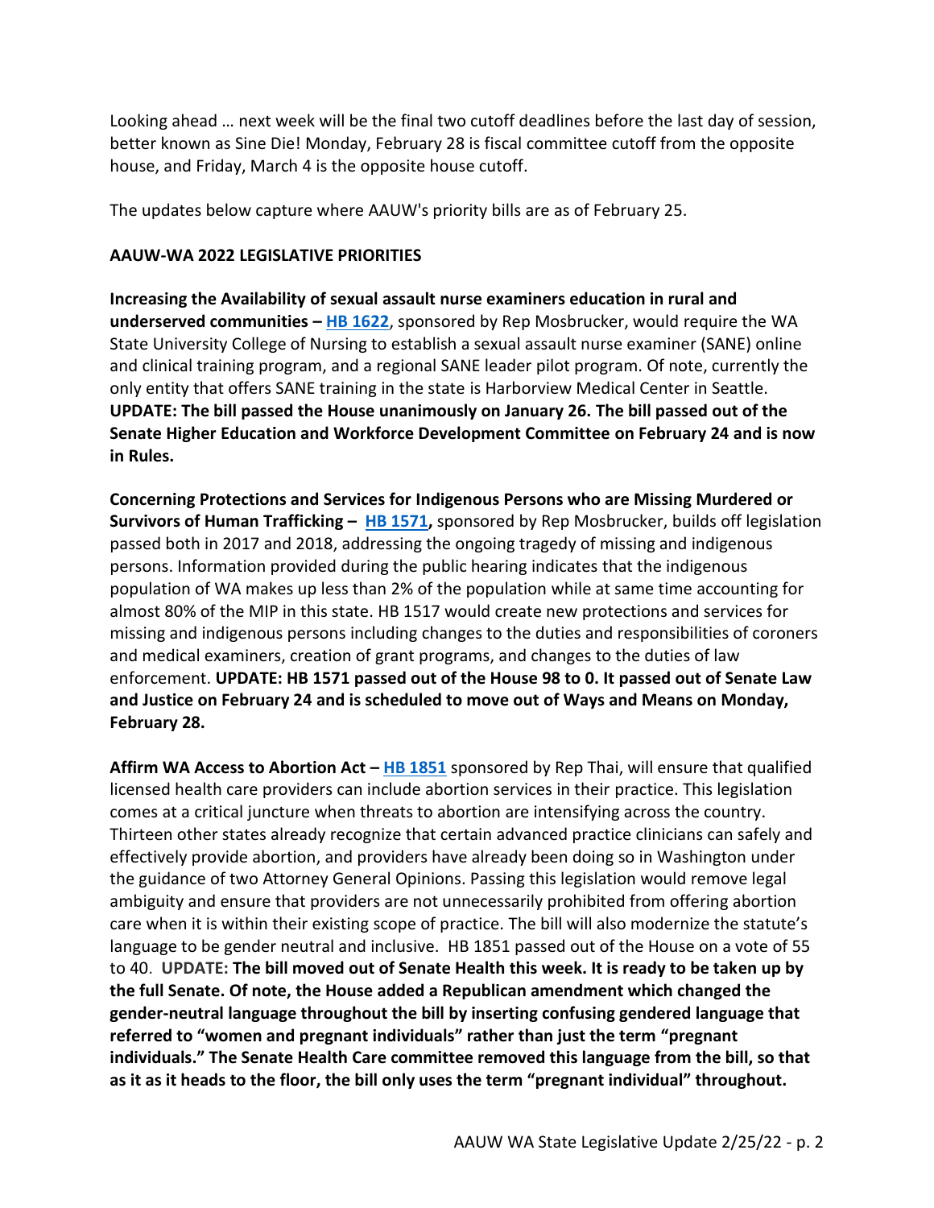Looking ahead … next week will be the final two cutoff deadlines before the last day of session, better known as Sine Die! Monday, February 28 is fiscal committee cutoff from the opposite house, and Friday, March 4 is the opposite house cutoff.

The updates below capture where AAUW's priority bills are as of February 25.

**AAUW-WA 2022 LEGISLATIVE PRIORITIES**

**Increasing the Availability of sexual assault nurse examiners education in rural and underserved communities – HB 1622**, sponsored by Rep Mosbrucker, would require the WA State University College of Nursing to establish a sexual assault nurse examiner (SANE) online and clinical training program, and a regional SANE leader pilot program. Of note, currently the only entity that offers SANE training in the state is Harborview Medical Center in Seattle. **UPDATE: The bill passed the House unanimously on January 26. The bill passed out of the Senate Higher Education and Workforce Development Committee on February 24 and is now in Rules.**

**Concerning Protections and Services for Indigenous Persons who are Missing Murdered or Survivors of Human Trafficking – HB 1571,** sponsored by Rep Mosbrucker, builds off legislation passed both in 2017 and 2018, addressing the ongoing tragedy of missing and indigenous persons. Information provided during the public hearing indicates that the indigenous population of WA makes up less than 2% of the population while at same time accounting for almost 80% of the MIP in this state. HB 1517 would create new protections and services for missing and indigenous persons including changes to the duties and responsibilities of coroners and medical examiners, creation of grant programs, and changes to the duties of law enforcement. **UPDATE: HB 1571 passed out of the House 98 to 0. It passed out of Senate Law and Justice on February 24 and is scheduled to move out of Ways and Means on Monday, February 28.**

**Affirm WA Access to Abortion Act – HB 1851** sponsored by Rep Thai, will ensure that qualified licensed health care providers can include abortion services in their practice. This legislation comes at a critical juncture when threats to abortion are intensifying across the country. Thirteen other states already recognize that certain advanced practice clinicians can safely and effectively provide abortion, and providers have already been doing so in Washington under the guidance of two Attorney General Opinions. Passing this legislation would remove legal ambiguity and ensure that providers are not unnecessarily prohibited from offering abortion care when it is within their existing scope of practice. The bill will also modernize the statute's language to be gender neutral and inclusive. HB 1851 passed out of the House on a vote of 55 to 40. **UPDATE: The bill moved out of Senate Health this week. It is ready to be taken up by the full Senate. Of note, the House added a Republican amendment which changed the gender-neutral language throughout the bill by inserting confusing gendered language that referred to "women and pregnant individuals" rather than just the term "pregnant individuals." The Senate Health Care committee removed this language from the bill, so that as it as it heads to the floor, the bill only uses the term "pregnant individual" throughout.**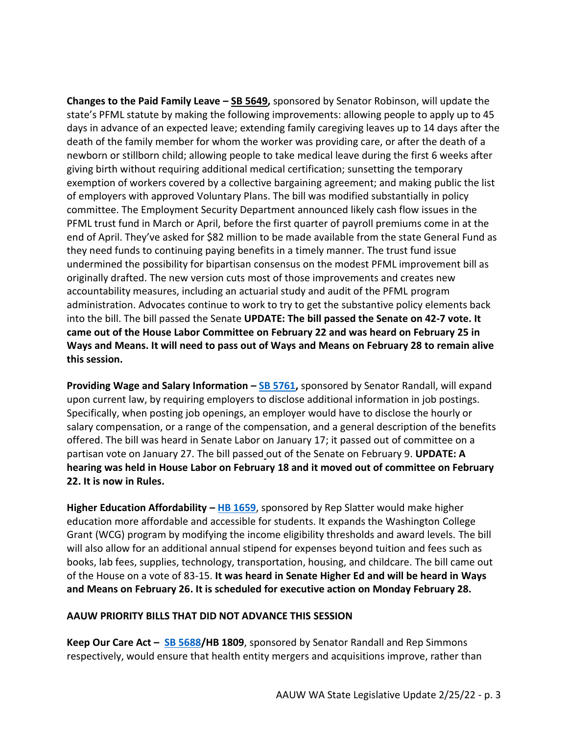**Changes to the Paid Family Leave – SB 5649,** sponsored by Senator Robinson, will update the state's PFML statute by making the following improvements: allowing people to apply up to 45 days in advance of an expected leave; extending family caregiving leaves up to 14 days after the death of the family member for whom the worker was providing care, or after the death of a newborn or stillborn child; allowing people to take medical leave during the first 6 weeks after giving birth without requiring additional medical certification; sunsetting the temporary exemption of workers covered by a collective bargaining agreement; and making public the list of employers with approved Voluntary Plans. The bill was modified substantially in policy committee. The Employment Security Department announced likely cash flow issues in the PFML trust fund in March or April, before the first quarter of payroll premiums come in at the end of April. They've asked for $82 million to be made available from the state General Fund as they need funds to continuing paying benefits in a timely manner. The trust fund issue undermined the possibility for bipartisan consensus on the modest PFML improvement bill as originally drafted. The new version cuts most of those improvements and creates new accountability measures, including an actuarial study and audit of the PFML program administration. Advocates continue to work to try to get the substantive policy elements back into the bill. The bill passed the Senate **UPDATE: The bill passed the Senate on 42-7 vote. It came out of the House Labor Committee on February 22 and was heard on February 25 in Ways and Means. It will need to pass out of Ways and Means on February 28 to remain alive this session.**

**Providing Wage and Salary Information – SB 5761,** sponsored by Senator Randall, will expand upon current law, by requiring employers to disclose additional information in job postings. Specifically, when posting job openings, an employer would have to disclose the hourly or salary compensation, or a range of the compensation, and a general description of the benefits offered. The bill was heard in Senate Labor on January 17; it passed out of committee on a partisan vote on January 27. The bill passed out of the Senate on February 9. **UPDATE: A hearing was held in House Labor on February 18 and it moved out of committee on February 22. It is now in Rules.**

**Higher Education Affordability – HB 1659**, sponsored by Rep Slatter would make higher education more affordable and accessible for students. It expands the Washington College Grant (WCG) program by modifying the income eligibility thresholds and award levels. The bill will also allow for an additional annual stipend for expenses beyond tuition and fees such as books, lab fees, supplies, technology, transportation, housing, and childcare. The bill came out of the House on a vote of 83-15. **It was heard in Senate Higher Ed and will be heard in Ways and Means on February 26. It is scheduled for executive action on Monday February 28.**

**AAUW PRIORITY BILLS THAT DID NOT ADVANCE THIS SESSION**

**Keep Our Care Act – SB 5688/HB 1809**, sponsored by Senator Randall and Rep Simmons respectively, would ensure that health entity mergers and acquisitions improve, rather than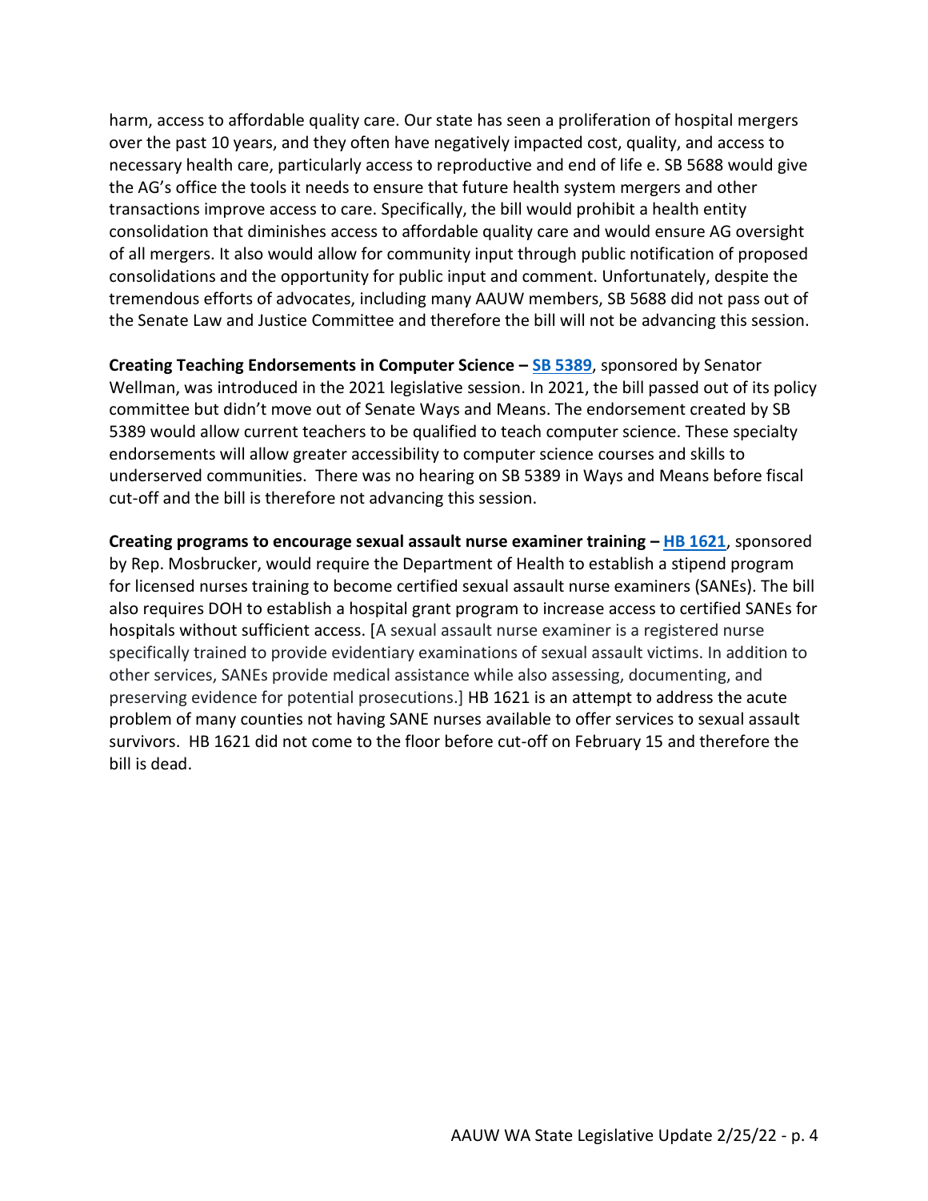harm, access to affordable quality care. Our state has seen a proliferation of hospital mergers over the past 10 years, and they often have negatively impacted cost, quality, and access to necessary health care, particularly access to reproductive and end of life e. SB 5688 would give the AG's office the tools it needs to ensure that future health system mergers and other transactions improve access to care. Specifically, the bill would prohibit a health entity consolidation that diminishes access to affordable quality care and would ensure AG oversight of all mergers. It also would allow for community input through public notification of proposed consolidations and the opportunity for public input and comment. Unfortunately, despite the tremendous efforts of advocates, including many AAUW members, SB 5688 did not pass out of the Senate Law and Justice Committee and therefore the bill will not be advancing this session.

**Creating Teaching Endorsements in Computer Science – SB 5389**, sponsored by Senator Wellman, was introduced in the 2021 legislative session. In 2021, the bill passed out of its policy committee but didn't move out of Senate Ways and Means. The endorsement created by SB 5389 would allow current teachers to be qualified to teach computer science. These specialty endorsements will allow greater accessibility to computer science courses and skills to underserved communities. There was no hearing on SB 5389 in Ways and Means before fiscal cut-off and the bill is therefore not advancing this session.

**Creating programs to encourage sexual assault nurse examiner training – HB 1621**, sponsored by Rep. Mosbrucker, would require the Department of Health to establish a stipend program for licensed nurses training to become certified sexual assault nurse examiners (SANEs). The bill also requires DOH to establish a hospital grant program to increase access to certified SANEs for hospitals without sufficient access. [A sexual assault nurse examiner is a registered nurse specifically trained to provide evidentiary examinations of sexual assault victims. In addition to other services, SANEs provide medical assistance while also assessing, documenting, and preserving evidence for potential prosecutions.] HB 1621 is an attempt to address the acute problem of many counties not having SANE nurses available to offer services to sexual assault survivors. HB 1621 did not come to the floor before cut-off on February 15 and therefore the bill is dead.